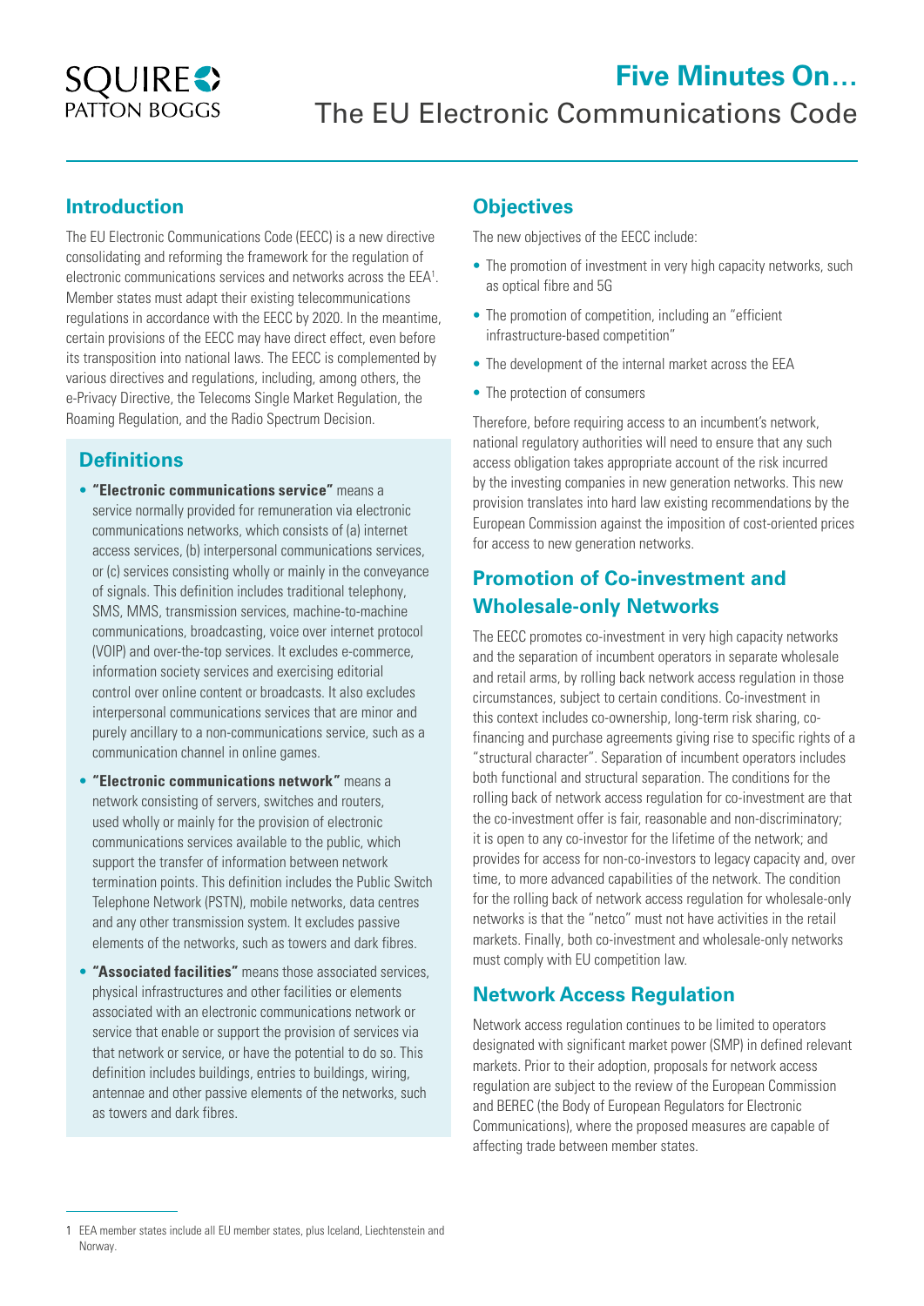# Five Minutes On…

# The EU Electronic Communications Code

## Introduction

The EU Electronic Communications Code (EECC) is a new directive consolidating and reforming the framework for the regulation of electronic communications services and networks across the EEA[1]. Member states must adapt their existing telecommunications regulations in accordance with the EECC by 2020. In the meantime, certain provisions of the EECC may have direct effect, even before its transposition into national laws. The EECC is complemented by various directives and regulations, including, among others, the e-Privacy Directive, the Telecoms Single Market Regulation, the Roaming Regulation, and the Radio Spectrum Decision.

## Definitions

- **"Electronic communications service"** means a service normally provided for remuneration via electronic communications networks, which consists of (a) internet access services, (b) interpersonal communications services, or (c) services consisting wholly or mainly in the conveyance of signals. This definition includes traditional telephony, SMS, MMS, transmission services, machine-to-machine communications, broadcasting, voice over internet protocol (VOIP) and over-the-top services. It excludes e-commerce, information society services and exercising editorial control over online content or broadcasts. It also excludes interpersonal communications services that are minor and purely ancillary to a non-communications service, such as a communication channel in online games.
- **"Electronic communications network"** means a network consisting of servers, switches and routers, used wholly or mainly for the provision of electronic communications services available to the public, which support the transfer of information between network termination points. This definition includes the Public Switch Telephone Network (PSTN), mobile networks, data centres and any other transmission system. It excludes passive elements of the networks, such as towers and dark fibres.
- **"Associated facilities"** means those associated services, physical infrastructures and other facilities or elements associated with an electronic communications network or service that enable or support the provision of services via that network or service, or have the potential to do so. This definition includes buildings, entries to buildings, wiring, antennae and other passive elements of the networks, such as towers and dark fibres.

## Objectives

The new objectives of the EECC include:

- The promotion of investment in very high capacity networks, such as optical fibre and 5G
- The promotion of competition, including an "efficient infrastructure-based competition"
- The development of the internal market across the EEA
- The protection of consumers

Therefore, before requiring access to an incumbent's network, national regulatory authorities will need to ensure that any such access obligation takes appropriate account of the risk incurred by the investing companies in new generation networks. This new provision translates into hard law existing recommendations by the European Commission against the imposition of cost-oriented prices for access to new generation networks.

## Promotion of Co-investment and Wholesale-only Networks

The EECC promotes co-investment in very high capacity networks and the separation of incumbent operators in separate wholesale and retail arms, by rolling back network access regulation in those circumstances, subject to certain conditions. Co-investment in this context includes co-ownership, long-term risk sharing, co-financing and purchase agreements giving rise to specific rights of a "structural character". Separation of incumbent operators includes both functional and structural separation. The conditions for the rolling back of network access regulation for co-investment are that the co-investment offer is fair, reasonable and non-discriminatory; it is open to any co-investor for the lifetime of the network; and provides for access for non-co-investors to legacy capacity and, over time, to more advanced capabilities of the network. The condition for the rolling back of network access regulation for wholesale-only networks is that the "netco" must not have activities in the retail markets. Finally, both co-investment and wholesale-only networks must comply with EU competition law.

## Network Access Regulation

Network access regulation continues to be limited to operators designated with significant market power (SMP) in defined relevant markets. Prior to their adoption, proposals for network access regulation are subject to the review of the European Commission and BEREC (the Body of European Regulators for Electronic Communications), where the proposed measures are capable of affecting trade between member states.

---

[1] EEA member states include all EU member states, plus Iceland, Liechtenstein and Norway.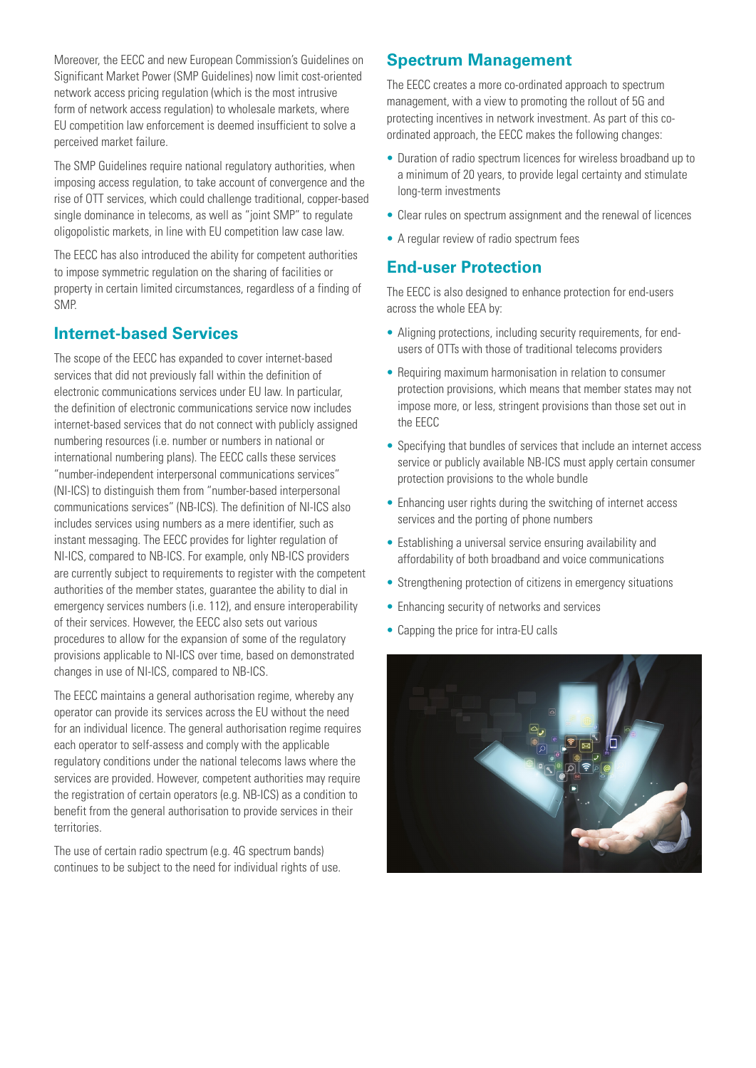Moreover, the EECC and new European Commission's Guidelines on Significant Market Power (SMP Guidelines) now limit cost-oriented network access pricing regulation (which is the most intrusive form of network access regulation) to wholesale markets, where EU competition law enforcement is deemed insufficient to solve a perceived market failure.

The SMP Guidelines require national regulatory authorities, when imposing access regulation, to take account of convergence and the rise of OTT services, which could challenge traditional, copper-based single dominance in telecoms, as well as "joint SMP" to regulate oligopolistic markets, in line with EU competition law case law.

The EECC has also introduced the ability for competent authorities to impose symmetric regulation on the sharing of facilities or property in certain limited circumstances, regardless of a finding of SMP.

## Internet-based Services

The scope of the EECC has expanded to cover internet-based services that did not previously fall within the definition of electronic communications services under EU law. In particular, the definition of electronic communications service now includes internet-based services that do not connect with publicly assigned numbering resources (i.e. number or numbers in national or international numbering plans). The EECC calls these services "number-independent interpersonal communications services" (NI-ICS) to distinguish them from "number-based interpersonal communications services" (NB-ICS). The definition of NI-ICS also includes services using numbers as a mere identifier, such as instant messaging. The EECC provides for lighter regulation of NI-ICS, compared to NB-ICS. For example, only NB-ICS providers are currently subject to requirements to register with the competent authorities of the member states, guarantee the ability to dial in emergency services numbers (i.e. 112), and ensure interoperability of their services. However, the EECC also sets out various procedures to allow for the expansion of some of the regulatory provisions applicable to NI-ICS over time, based on demonstrated changes in use of NI-ICS, compared to NB-ICS.

The EECC maintains a general authorisation regime, whereby any operator can provide its services across the EU without the need for an individual licence. The general authorisation regime requires each operator to self-assess and comply with the applicable regulatory conditions under the national telecoms laws where the services are provided. However, competent authorities may require the registration of certain operators (e.g. NB-ICS) as a condition to benefit from the general authorisation to provide services in their territories.

The use of certain radio spectrum (e.g. 4G spectrum bands) continues to be subject to the need for individual rights of use.

## Spectrum Management

The EECC creates a more co-ordinated approach to spectrum management, with a view to promoting the rollout of 5G and protecting incentives in network investment. As part of this co-ordinated approach, the EECC makes the following changes:

- Duration of radio spectrum licences for wireless broadband up to a minimum of 20 years, to provide legal certainty and stimulate long-term investments
- Clear rules on spectrum assignment and the renewal of licences
- A regular review of radio spectrum fees

## End-user Protection

The EECC is also designed to enhance protection for end-users across the whole EEA by:

- Aligning protections, including security requirements, for end-users of OTTs with those of traditional telecoms providers
- Requiring maximum harmonisation in relation to consumer protection provisions, which means that member states may not impose more, or less, stringent provisions than those set out in the EECC
- Specifying that bundles of services that include an internet access service or publicly available NB-ICS must apply certain consumer protection provisions to the whole bundle
- Enhancing user rights during the switching of internet access services and the porting of phone numbers
- Establishing a universal service ensuring availability and affordability of both broadband and voice communications
- Strengthening protection of citizens in emergency situations
- Enhancing security of networks and services
- Capping the price for intra-EU calls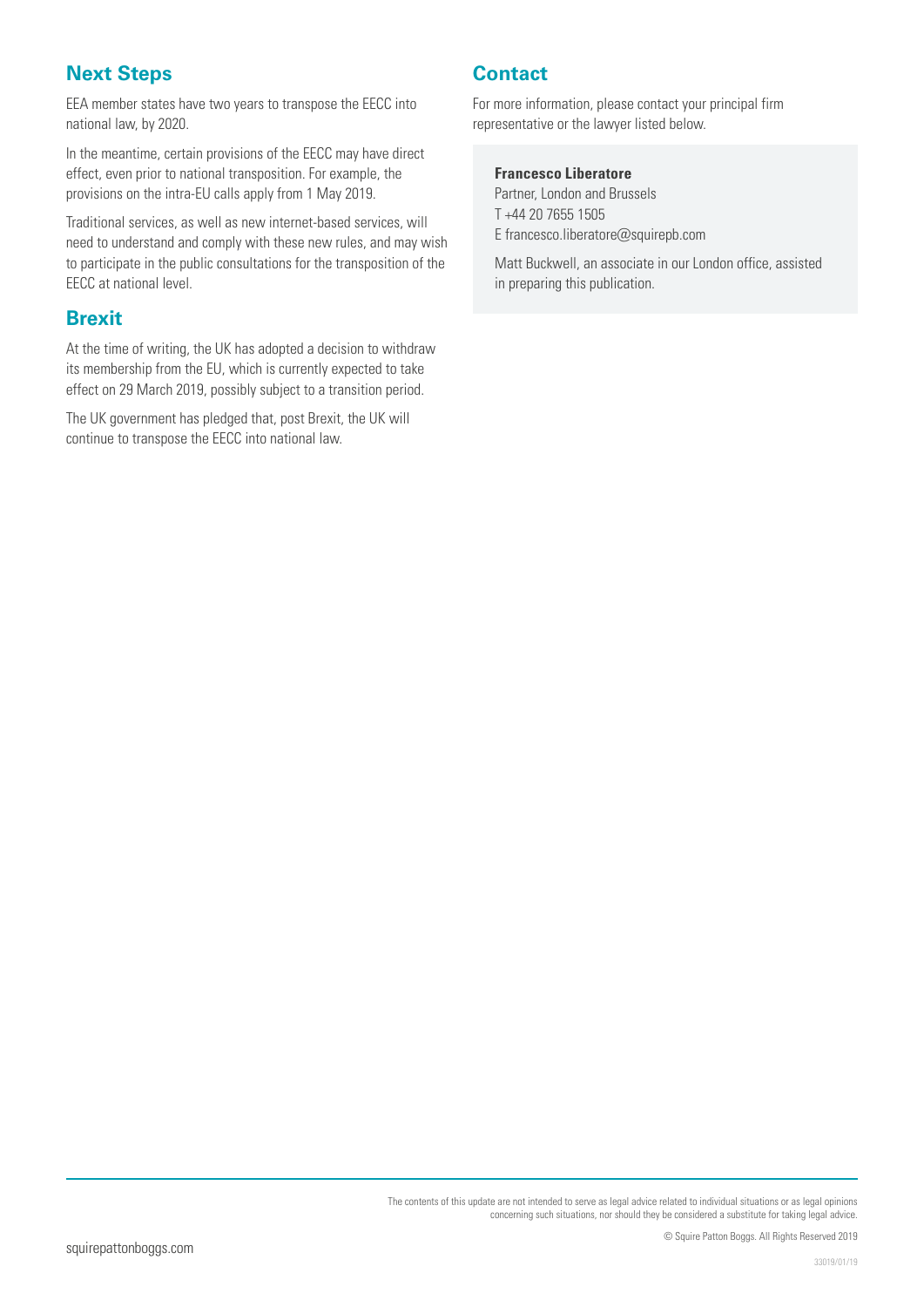## Next Steps

EEA member states have two years to transpose the EECC into national law, by 2020.

In the meantime, certain provisions of the EECC may have direct effect, even prior to national transposition. For example, the provisions on the intra-EU calls apply from 1 May 2019.

Traditional services, as well as new internet-based services, will need to understand and comply with these new rules, and may wish to participate in the public consultations for the transposition of the EECC at national level.

## Brexit

At the time of writing, the UK has adopted a decision to withdraw its membership from the EU, which is currently expected to take effect on 29 March 2019, possibly subject to a transition period.

The UK government has pledged that, post Brexit, the UK will continue to transpose the EECC into national law.

## Contact

For more information, please contact your principal firm representative or the lawyer listed below.

**Francesco Liberatore**
Partner, London and Brussels
T +44 20 7655 1505
E francesco.liberatore@squirepb.com

Matt Buckwell, an associate in our London office, assisted in preparing this publication.

The contents of this update are not intended to serve as legal advice related to individual situations or as legal opinions concerning such situations, nor should they be considered a substitute for taking legal advice.

© Squire Patton Boggs. All Rights Reserved 2019

squirepattonboggs.com

33019/01/19